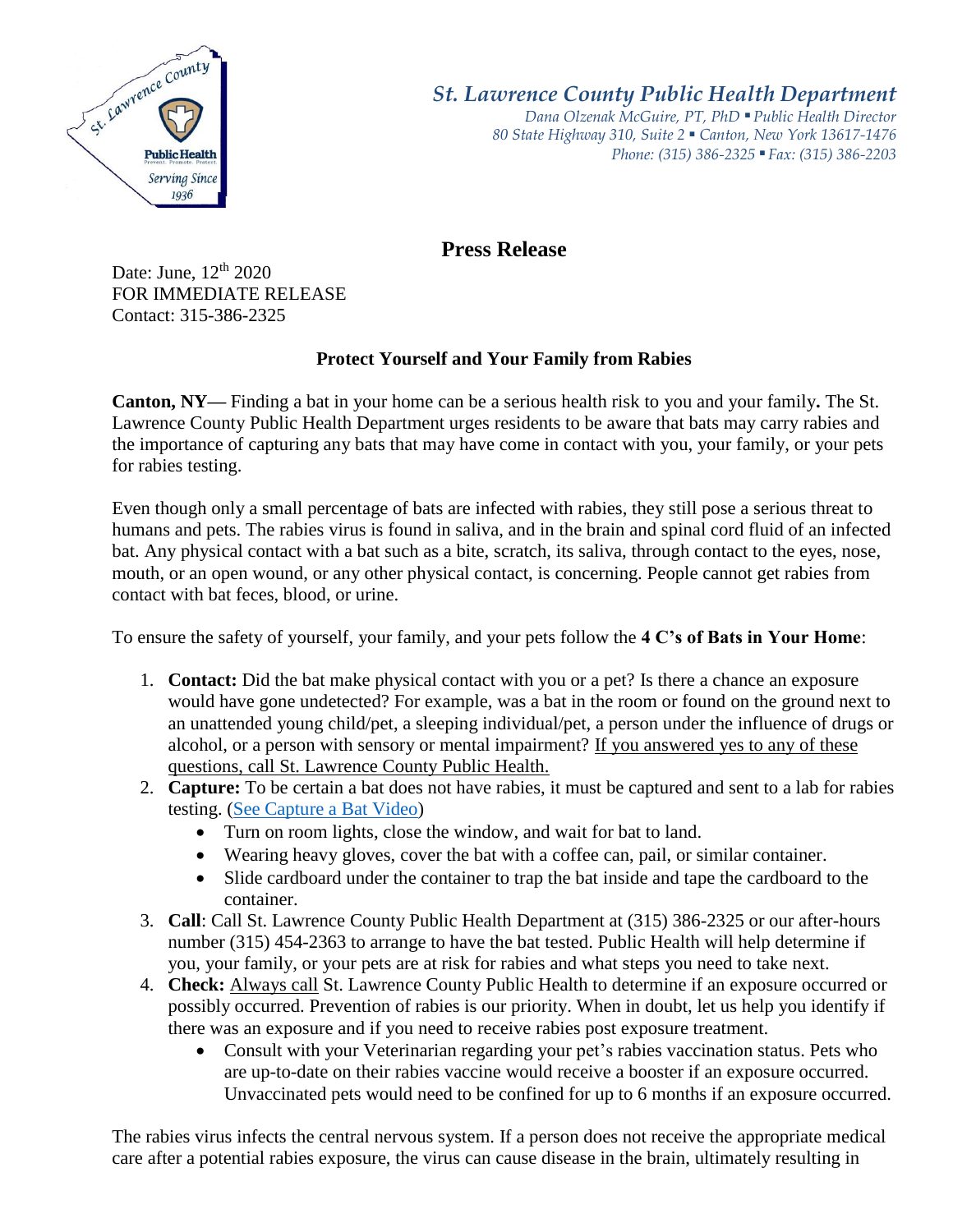St. Lawrence County Public Health Prevent. Promote. Protect. Serving Since 1936

*St. Lawrence County Public Health Department*
*Dana Olzenak McGuire, PT, PhD ▪ Public Health Director*
*80 State Highway 310, Suite 2 ▪ Canton, New York 13617-1476*
*Phone: (315) 386-2325 ▪ Fax: (315) 386-2203*

# Press Release

Date: June, 12th 2020
FOR IMMEDIATE RELEASE
Contact: 315-386-2325

## Protect Yourself and Your Family from Rabies

**Canton, NY—** Finding a bat in your home can be a serious health risk to you and your family**.** The St. Lawrence County Public Health Department urges residents to be aware that bats may carry rabies and the importance of capturing any bats that may have come in contact with you, your family, or your pets for rabies testing.

Even though only a small percentage of bats are infected with rabies, they still pose a serious threat to humans and pets. The rabies virus is found in saliva, and in the brain and spinal cord fluid of an infected bat. Any physical contact with a bat such as a bite, scratch, its saliva, through contact to the eyes, nose, mouth, or an open wound, or any other physical contact, is concerning. People cannot get rabies from contact with bat feces, blood, or urine.

To ensure the safety of yourself, your family, and your pets follow the **4 C's of Bats in Your Home**:

1. **Contact:** Did the bat make physical contact with you or a pet? Is there a chance an exposure would have gone undetected? For example, was a bat in the room or found on the ground next to an unattended young child/pet, a sleeping individual/pet, a person under the influence of drugs or alcohol, or a person with sensory or mental impairment? If you answered yes to any of these questions, call St. Lawrence County Public Health.
2. **Capture:** To be certain a bat does not have rabies, it must be captured and sent to a lab for rabies testing. (See Capture a Bat Video)
   - Turn on room lights, close the window, and wait for bat to land.
   - Wearing heavy gloves, cover the bat with a coffee can, pail, or similar container.
   - Slide cardboard under the container to trap the bat inside and tape the cardboard to the container.
3. **Call**: Call St. Lawrence County Public Health Department at (315) 386-2325 or our after-hours number (315) 454-2363 to arrange to have the bat tested. Public Health will help determine if you, your family, or your pets are at risk for rabies and what steps you need to take next.
4. **Check:** Always call St. Lawrence County Public Health to determine if an exposure occurred or possibly occurred. Prevention of rabies is our priority. When in doubt, let us help you identify if there was an exposure and if you need to receive rabies post exposure treatment.
   - Consult with your Veterinarian regarding your pet's rabies vaccination status. Pets who are up-to-date on their rabies vaccine would receive a booster if an exposure occurred. Unvaccinated pets would need to be confined for up to 6 months if an exposure occurred.

The rabies virus infects the central nervous system. If a person does not receive the appropriate medical care after a potential rabies exposure, the virus can cause disease in the brain, ultimately resulting in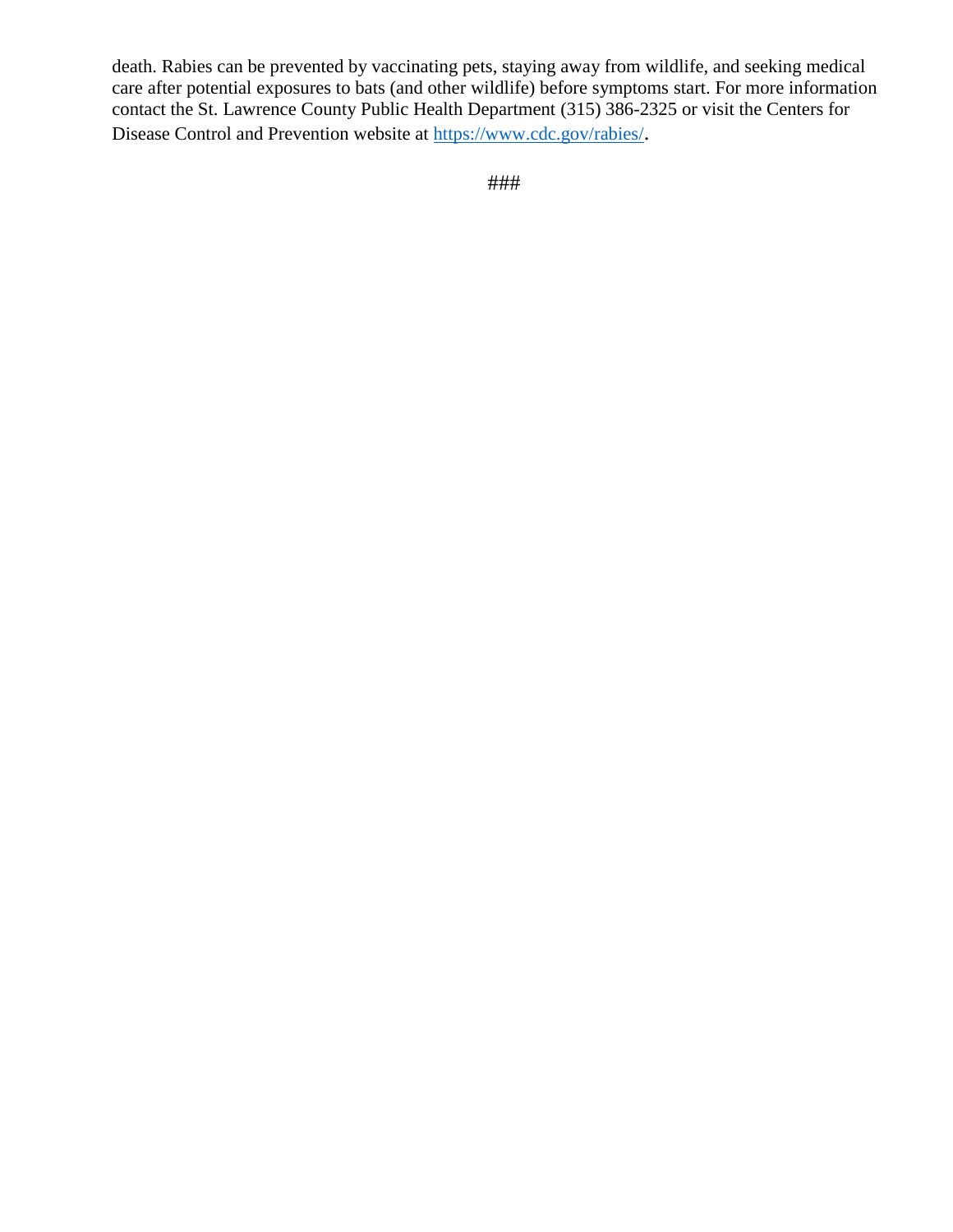death. Rabies can be prevented by vaccinating pets, staying away from wildlife, and seeking medical care after potential exposures to bats (and other wildlife) before symptoms start. For more information contact the St. Lawrence County Public Health Department (315) 386-2325 or visit the Centers for Disease Control and Prevention website at https://www.cdc.gov/rabies/.

###